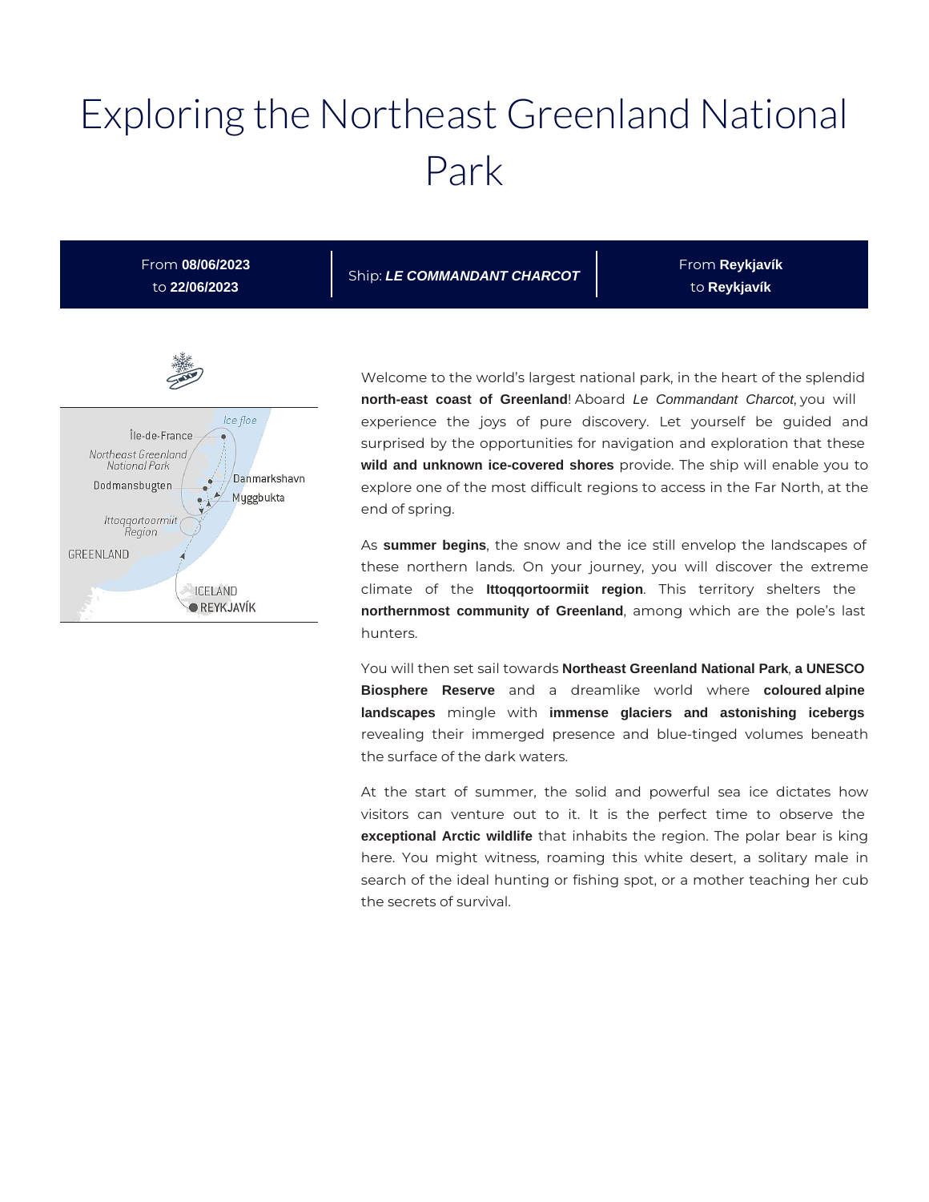# Exploring the Northeast Greenland National Park

From **08/06/2023** to **22/06/2023** | Ship: ***LE COMMANDANT CHARCOT*** | From **Reykjavík** to **Reykjavík**

Welcome to the world's largest national park, in the heart of the splendid **north-east coast of Greenland**! Aboard *Le Commandant Charcot*, you will experience the joys of pure discovery. Let yourself be guided and surprised by the opportunities for navigation and exploration that these **wild and unknown ice-covered shores** provide. The ship will enable you to explore one of the most difficult regions to access in the Far North, at the end of spring.

As **summer begins**, the snow and the ice still envelop the landscapes of these northern lands. On your journey, you will discover the extreme climate of the **Ittoqqortoormiit region**. This territory shelters the **northernmost community of Greenland**, among which are the pole's last hunters.

You will then set sail towards **Northeast Greenland National Park**, **a UNESCO Biosphere Reserve** and a dreamlike world where **coloured alpine landscapes** mingle with **immense glaciers and astonishing icebergs** revealing their immerged presence and blue-tinged volumes beneath the surface of the dark waters.

At the start of summer, the solid and powerful sea ice dictates how visitors can venture out to it. It is the perfect time to observe the **exceptional Arctic wildlife** that inhabits the region. The polar bear is king here. You might witness, roaming this white desert, a solitary male in search of the ideal hunting or fishing spot, or a mother teaching her cub the secrets of survival.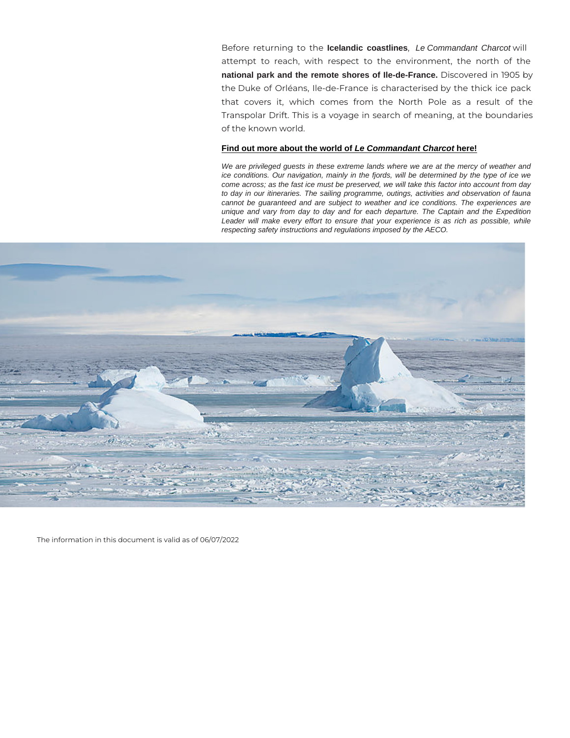Before returning to the **Icelandic coastlines**, *Le Commandant Charcot* will attempt to reach, with respect to the environment, the north of the **national park and the remote shores of Ile-de-France.** Discovered in 1905 by the Duke of Orléans, Ile-de-France is characterised by the thick ice pack that covers it, which comes from the North Pole as a result of the Transpolar Drift. This is a voyage in search of meaning, at the boundaries of the known world.

**Find out more about the world of *Le Commandant Charcot* here!**

*We are privileged guests in these extreme lands where we are at the mercy of weather and ice conditions. Our navigation, mainly in the fjords, will be determined by the type of ice we come across; as the fast ice must be preserved, we will take this factor into account from day to day in our itineraries. The sailing programme, outings, activities and observation of fauna cannot be guaranteed and are subject to weather and ice conditions. The experiences are unique and vary from day to day and for each departure. The Captain and the Expedition Leader will make every effort to ensure that your experience is as rich as possible, while respecting safety instructions and regulations imposed by the AECO.*

The information in this document is valid as of 06/07/2022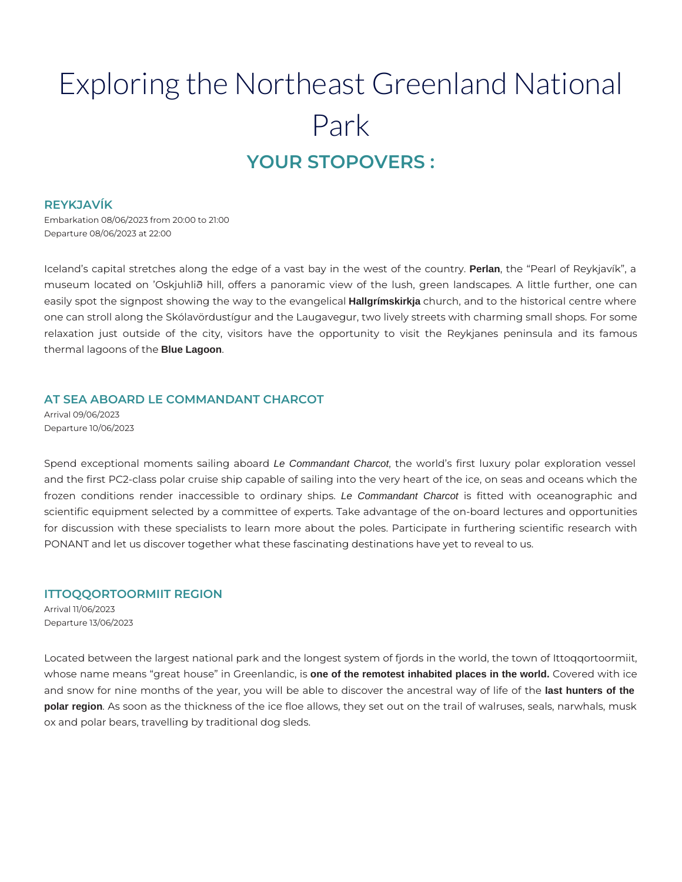# Exploring the Northeast Greenland National Park

## YOUR STOPOVERS :

### REYKJAVÍK

Embarkation 08/06/2023 from 20:00 to 21:00
Departure 08/06/2023 at 22:00

Iceland's capital stretches along the edge of a vast bay in the west of the country. **Perlan**, the "Pearl of Reykjavík", a museum located on 'Oskjuhlið hill, offers a panoramic view of the lush, green landscapes. A little further, one can easily spot the signpost showing the way to the evangelical **Hallgrímskirkja** church, and to the historical centre where one can stroll along the Skólavördustígur and the Laugavegur, two lively streets with charming small shops. For some relaxation just outside of the city, visitors have the opportunity to visit the Reykjanes peninsula and its famous thermal lagoons of the **Blue Lagoon**.

### AT SEA ABOARD LE COMMANDANT CHARCOT

Arrival 09/06/2023
Departure 10/06/2023

Spend exceptional moments sailing aboard *Le Commandant Charcot*, the world's first luxury polar exploration vessel and the first PC2-class polar cruise ship capable of sailing into the very heart of the ice, on seas and oceans which the frozen conditions render inaccessible to ordinary ships. *Le Commandant Charcot* is fitted with oceanographic and scientific equipment selected by a committee of experts. Take advantage of the on-board lectures and opportunities for discussion with these specialists to learn more about the poles. Participate in furthering scientific research with PONANT and let us discover together what these fascinating destinations have yet to reveal to us.

### ITTOQQORTOORMIIT REGION

Arrival 11/06/2023
Departure 13/06/2023

Located between the largest national park and the longest system of fjords in the world, the town of Ittoqqortoormiit, whose name means "great house" in Greenlandic, is **one of the remotest inhabited places in the world.** Covered with ice and snow for nine months of the year, you will be able to discover the ancestral way of life of the **last hunters of the polar region**. As soon as the thickness of the ice floe allows, they set out on the trail of walruses, seals, narwhals, musk ox and polar bears, travelling by traditional dog sleds.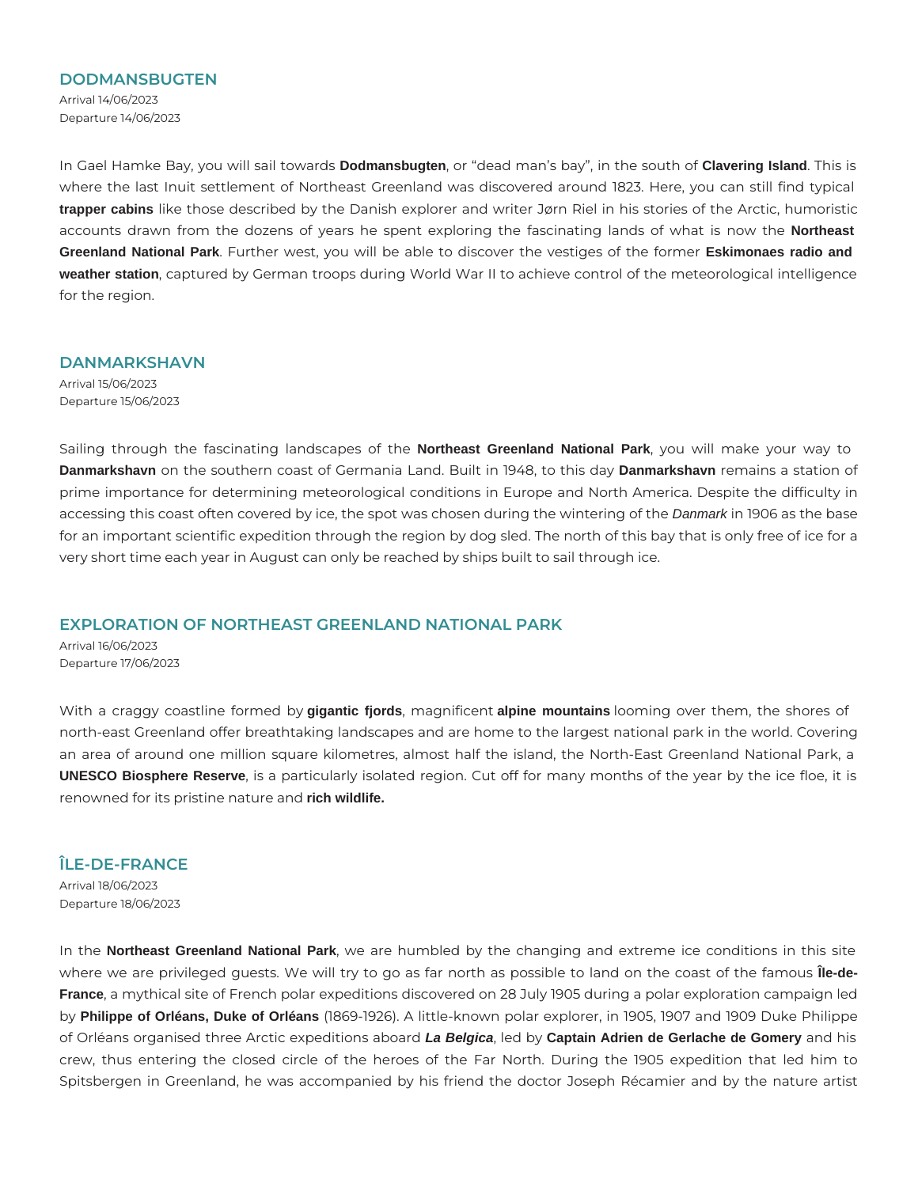## DODMANSBUGTEN

Arrival 14/06/2023
Departure 14/06/2023

In Gael Hamke Bay, you will sail towards **Dodmansbugten**, or “dead man’s bay”, in the south of **Clavering Island**. This is where the last Inuit settlement of Northeast Greenland was discovered around 1823. Here, you can still find typical **trapper cabins** like those described by the Danish explorer and writer Jørn Riel in his stories of the Arctic, humoristic accounts drawn from the dozens of years he spent exploring the fascinating lands of what is now the **Northeast Greenland National Park**. Further west, you will be able to discover the vestiges of the former **Eskimonaes radio and weather station**, captured by German troops during World War II to achieve control of the meteorological intelligence for the region.

## DANMARKSHAVN

Arrival 15/06/2023
Departure 15/06/2023

Sailing through the fascinating landscapes of the **Northeast Greenland National Park**, you will make your way to **Danmarkshavn** on the southern coast of Germania Land. Built in 1948, to this day **Danmarkshavn** remains a station of prime importance for determining meteorological conditions in Europe and North America. Despite the difficulty in accessing this coast often covered by ice, the spot was chosen during the wintering of the *Danmark* in 1906 as the base for an important scientific expedition through the region by dog sled. The north of this bay that is only free of ice for a very short time each year in August can only be reached by ships built to sail through ice.

## EXPLORATION OF NORTHEAST GREENLAND NATIONAL PARK

Arrival 16/06/2023
Departure 17/06/2023

With a craggy coastline formed by **gigantic fjords**, magnificent **alpine mountains** looming over them, the shores of north-east Greenland offer breathtaking landscapes and are home to the largest national park in the world. Covering an area of around one million square kilometres, almost half the island, the North-East Greenland National Park, a **UNESCO Biosphere Reserve**, is a particularly isolated region. Cut off for many months of the year by the ice floe, it is renowned for its pristine nature and **rich wildlife.**

## ÎLE-DE-FRANCE

Arrival 18/06/2023
Departure 18/06/2023

In the **Northeast Greenland National Park**, we are humbled by the changing and extreme ice conditions in this site where we are privileged guests. We will try to go as far north as possible to land on the coast of the famous **Île-de-France**, a mythical site of French polar expeditions discovered on 28 July 1905 during a polar exploration campaign led by **Philippe of Orléans, Duke of Orléans** (1869-1926). A little-known polar explorer, in 1905, 1907 and 1909 Duke Philippe of Orléans organised three Arctic expeditions aboard ***La Belgica***, led by **Captain Adrien de Gerlache de Gomery** and his crew, thus entering the closed circle of the heroes of the Far North. During the 1905 expedition that led him to Spitsbergen in Greenland, he was accompanied by his friend the doctor Joseph Récamier and by the nature artist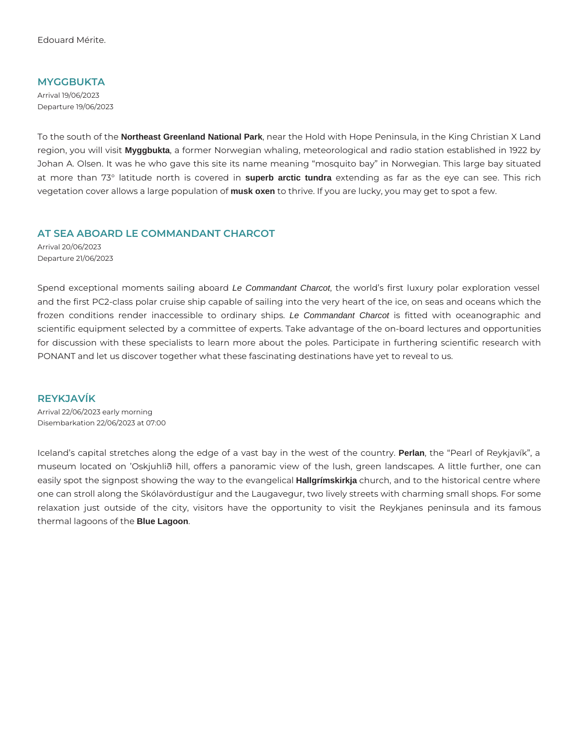Edouard Mérite.

## MYGGBUKTA

Arrival 19/06/2023
Departure 19/06/2023

To the south of the **Northeast Greenland National Park**, near the Hold with Hope Peninsula, in the King Christian X Land region, you will visit **Myggbukta**, a former Norwegian whaling, meteorological and radio station established in 1922 by Johan A. Olsen. It was he who gave this site its name meaning "mosquito bay" in Norwegian. This large bay situated at more than 73° latitude north is covered in **superb arctic tundra** extending as far as the eye can see. This rich vegetation cover allows a large population of **musk oxen** to thrive. If you are lucky, you may get to spot a few.

## AT SEA ABOARD LE COMMANDANT CHARCOT

Arrival 20/06/2023
Departure 21/06/2023

Spend exceptional moments sailing aboard *Le Commandant Charcot*, the world's first luxury polar exploration vessel and the first PC2-class polar cruise ship capable of sailing into the very heart of the ice, on seas and oceans which the frozen conditions render inaccessible to ordinary ships. *Le Commandant Charcot* is fitted with oceanographic and scientific equipment selected by a committee of experts. Take advantage of the on-board lectures and opportunities for discussion with these specialists to learn more about the poles. Participate in furthering scientific research with PONANT and let us discover together what these fascinating destinations have yet to reveal to us.

## REYKJAVÍK

Arrival 22/06/2023 early morning
Disembarkation 22/06/2023 at 07:00

Iceland's capital stretches along the edge of a vast bay in the west of the country. **Perlan**, the "Pearl of Reykjavík", a museum located on 'Oskjuhlið hill, offers a panoramic view of the lush, green landscapes. A little further, one can easily spot the signpost showing the way to the evangelical **Hallgrímskirkja** church, and to the historical centre where one can stroll along the Skólavördustígur and the Laugavegur, two lively streets with charming small shops. For some relaxation just outside of the city, visitors have the opportunity to visit the Reykjanes peninsula and its famous thermal lagoons of the **Blue Lagoon**.